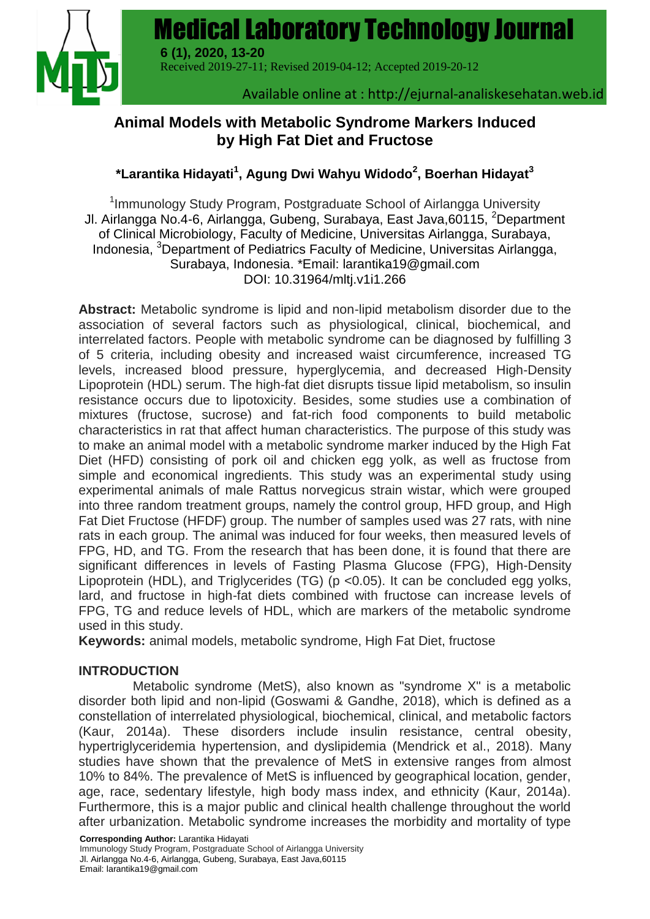# Animal Models with Metabolic Syndrome Markers Induced by High Fat Diet and Fructose

**\*Larantika Hidayati[1], Agung Dwi Wahyu Widodo[2], Boerhan Hidayat[3]**

[1]Immunology Study Program, Postgraduate School of Airlangga University Jl. Airlangga No.4-6, Airlangga, Gubeng, Surabaya, East Java,60115, [2]Department of Clinical Microbiology, Faculty of Medicine, Universitas Airlangga, Surabaya, Indonesia, [3]Department of Pediatrics Faculty of Medicine, Universitas Airlangga, Surabaya, Indonesia. *Email: larantika19@gmail.com
DOI: 10.31964/mltj.v1i1.266

**Abstract:** Metabolic syndrome is lipid and non-lipid metabolism disorder due to the association of several factors such as physiological, clinical, biochemical, and interrelated factors. People with metabolic syndrome can be diagnosed by fulfilling 3 of 5 criteria, including obesity and increased waist circumference, increased TG levels, increased blood pressure, hyperglycemia, and decreased High-Density Lipoprotein (HDL) serum. The high-fat diet disrupts tissue lipid metabolism, so insulin resistance occurs due to lipotoxicity. Besides, some studies use a combination of mixtures (fructose, sucrose) and fat-rich food components to build metabolic characteristics in rat that affect human characteristics. The purpose of this study was to make an animal model with a metabolic syndrome marker induced by the High Fat Diet (HFD) consisting of pork oil and chicken egg yolk, as well as fructose from simple and economical ingredients. This study was an experimental study using experimental animals of male Rattus norvegicus strain wistar, which were grouped into three random treatment groups, namely the control group, HFD group, and High Fat Diet Fructose (HFDF) group. The number of samples used was 27 rats, with nine rats in each group. The animal was induced for four weeks, then measured levels of FPG, HD, and TG. From the research that has been done, it is found that there are significant differences in levels of Fasting Plasma Glucose (FPG), High-Density Lipoprotein (HDL), and Triglycerides (TG) ($p < 0.05$). It can be concluded egg yolks, lard, and fructose in high-fat diets combined with fructose can increase levels of FPG, TG and reduce levels of HDL, which are markers of the metabolic syndrome used in this study.

**Keywords:** animal models, metabolic syndrome, High Fat Diet, fructose

## INTRODUCTION

Metabolic syndrome (MetS), also known as "syndrome X" is a metabolic disorder both lipid and non-lipid (Goswami & Gandhe, 2018), which is defined as a constellation of interrelated physiological, biochemical, clinical, and metabolic factors (Kaur, 2014a). These disorders include insulin resistance, central obesity, hypertriglyceridemia hypertension, and dyslipidemia (Mendrick et al., 2018). Many studies have shown that the prevalence of MetS in extensive ranges from almost 10% to 84%. The prevalence of MetS is influenced by geographical location, gender, age, race, sedentary lifestyle, high body mass index, and ethnicity (Kaur, 2014a). Furthermore, this is a major public and clinical health challenge throughout the world after urbanization. Metabolic syndrome increases the morbidity and mortality of type

**Corresponding Author:** Larantika Hidayati
Immunology Study Program, Postgraduate School of Airlangga University
Jl. Airlangga No.4-6, Airlangga, Gubeng, Surabaya, East Java,60115
Email: larantika19@gmail.com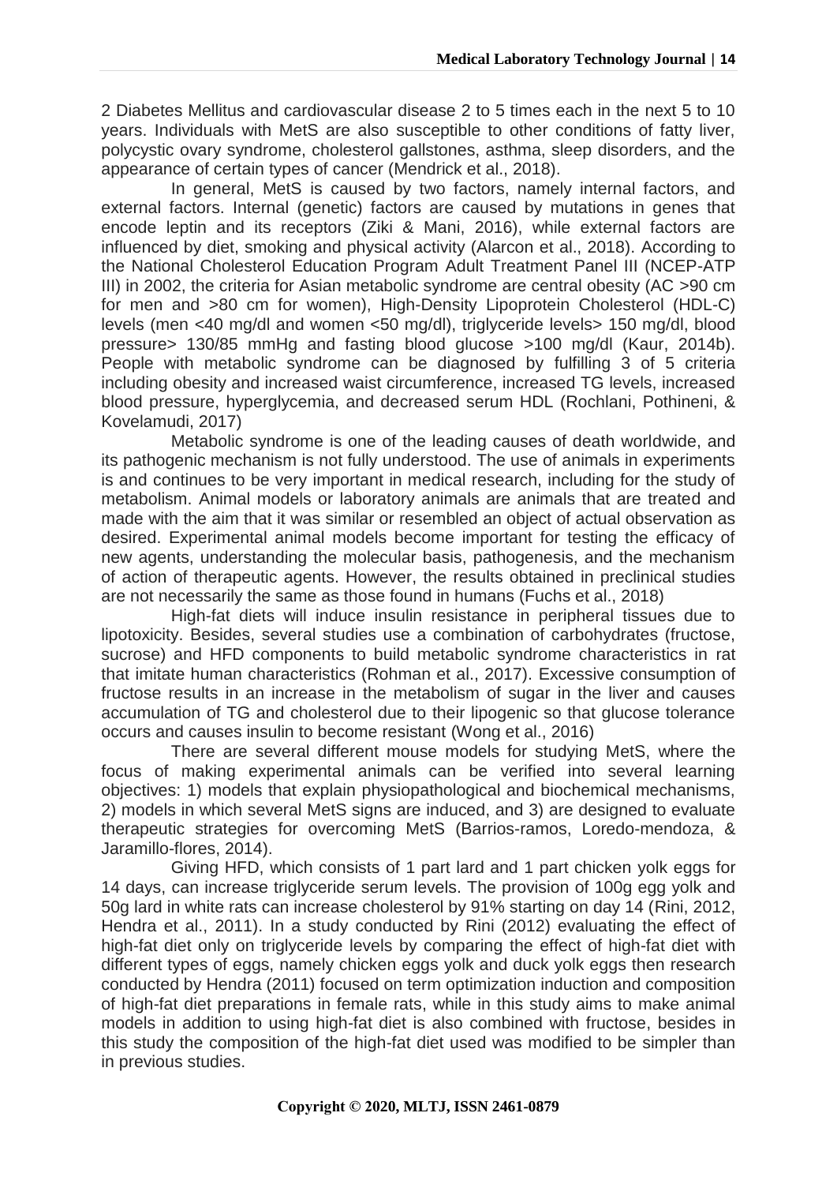2 Diabetes Mellitus and cardiovascular disease 2 to 5 times each in the next 5 to 10 years. Individuals with MetS are also susceptible to other conditions of fatty liver, polycystic ovary syndrome, cholesterol gallstones, asthma, sleep disorders, and the appearance of certain types of cancer (Mendrick et al., 2018).

In general, MetS is caused by two factors, namely internal factors, and external factors. Internal (genetic) factors are caused by mutations in genes that encode leptin and its receptors (Ziki & Mani, 2016), while external factors are influenced by diet, smoking and physical activity (Alarcon et al., 2018). According to the National Cholesterol Education Program Adult Treatment Panel III (NCEP-ATP III) in 2002, the criteria for Asian metabolic syndrome are central obesity (AC >90 cm for men and >80 cm for women), High-Density Lipoprotein Cholesterol (HDL-C) levels (men <40 mg/dl and women <50 mg/dl), triglyceride levels> 150 mg/dl, blood pressure> 130/85 mmHg and fasting blood glucose >100 mg/dl (Kaur, 2014b). People with metabolic syndrome can be diagnosed by fulfilling 3 of 5 criteria including obesity and increased waist circumference, increased TG levels, increased blood pressure, hyperglycemia, and decreased serum HDL (Rochlani, Pothineni, & Kovelamudi, 2017)

Metabolic syndrome is one of the leading causes of death worldwide, and its pathogenic mechanism is not fully understood. The use of animals in experiments is and continues to be very important in medical research, including for the study of metabolism. Animal models or laboratory animals are animals that are treated and made with the aim that it was similar or resembled an object of actual observation as desired. Experimental animal models become important for testing the efficacy of new agents, understanding the molecular basis, pathogenesis, and the mechanism of action of therapeutic agents. However, the results obtained in preclinical studies are not necessarily the same as those found in humans (Fuchs et al., 2018)

High-fat diets will induce insulin resistance in peripheral tissues due to lipotoxicity. Besides, several studies use a combination of carbohydrates (fructose, sucrose) and HFD components to build metabolic syndrome characteristics in rat that imitate human characteristics (Rohman et al., 2017). Excessive consumption of fructose results in an increase in the metabolism of sugar in the liver and causes accumulation of TG and cholesterol due to their lipogenic so that glucose tolerance occurs and causes insulin to become resistant (Wong et al., 2016)

There are several different mouse models for studying MetS, where the focus of making experimental animals can be verified into several learning objectives: 1) models that explain physiopathological and biochemical mechanisms, 2) models in which several MetS signs are induced, and 3) are designed to evaluate therapeutic strategies for overcoming MetS (Barrios-ramos, Loredo-mendoza, & Jaramillo-flores, 2014).

Giving HFD, which consists of 1 part lard and 1 part chicken yolk eggs for 14 days, can increase triglyceride serum levels. The provision of 100g egg yolk and 50g lard in white rats can increase cholesterol by 91% starting on day 14 (Rini, 2012, Hendra et al., 2011). In a study conducted by Rini (2012) evaluating the effect of high-fat diet only on triglyceride levels by comparing the effect of high-fat diet with different types of eggs, namely chicken eggs yolk and duck yolk eggs then research conducted by Hendra (2011) focused on term optimization induction and composition of high-fat diet preparations in female rats, while in this study aims to make animal models in addition to using high-fat diet is also combined with fructose, besides in this study the composition of the high-fat diet used was modified to be simpler than in previous studies.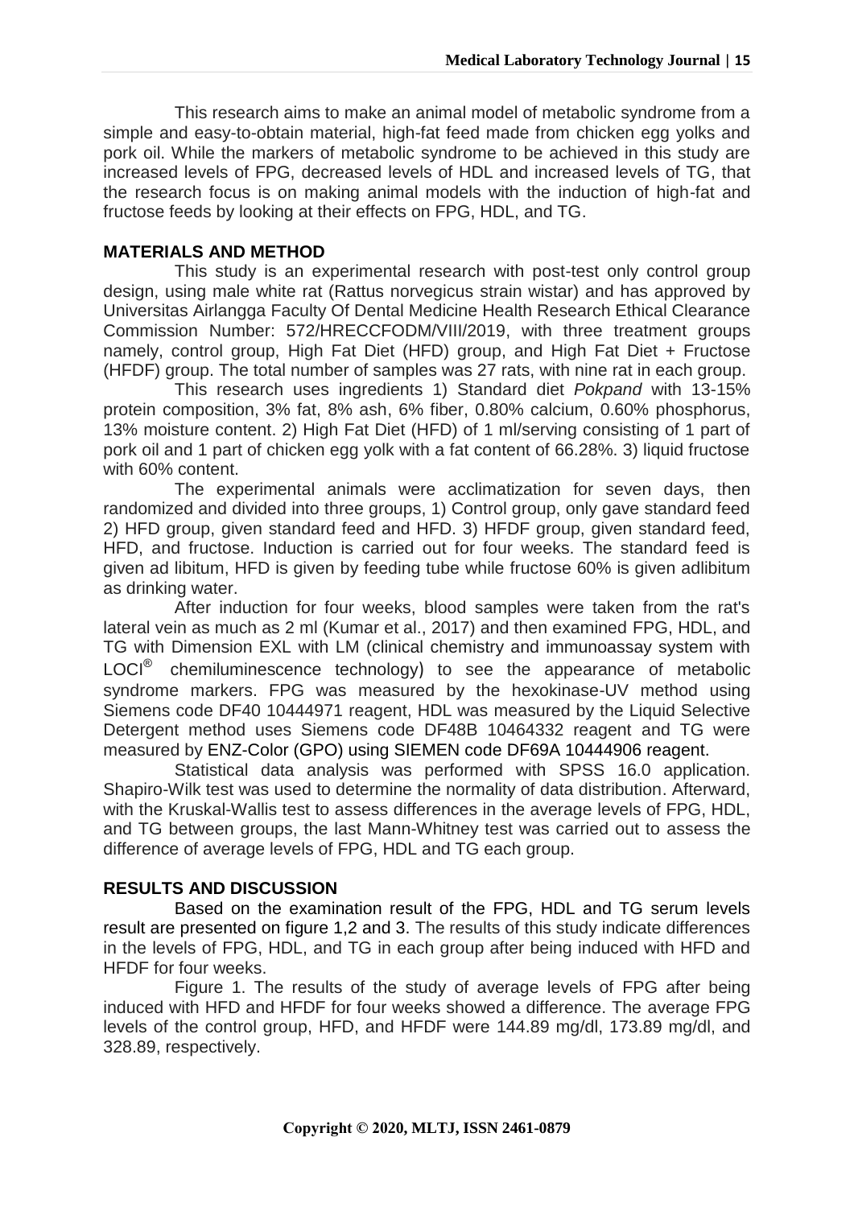This research aims to make an animal model of metabolic syndrome from a simple and easy-to-obtain material, high-fat feed made from chicken egg yolks and pork oil. While the markers of metabolic syndrome to be achieved in this study are increased levels of FPG, decreased levels of HDL and increased levels of TG, that the research focus is on making animal models with the induction of high-fat and fructose feeds by looking at their effects on FPG, HDL, and TG.

## MATERIALS AND METHOD

This study is an experimental research with post-test only control group design, using male white rat (Rattus norvegicus strain wistar) and has approved by Universitas Airlangga Faculty Of Dental Medicine Health Research Ethical Clearance Commission Number: 572/HRECCFODM/VIII/2019, with three treatment groups namely, control group, High Fat Diet (HFD) group, and High Fat Diet + Fructose (HFDF) group. The total number of samples was 27 rats, with nine rat in each group.

This research uses ingredients 1) Standard diet *Pokpand* with 13-15% protein composition, 3% fat, 8% ash, 6% fiber, 0.80% calcium, 0.60% phosphorus, 13% moisture content. 2) High Fat Diet (HFD) of 1 ml/serving consisting of 1 part of pork oil and 1 part of chicken egg yolk with a fat content of 66.28%. 3) liquid fructose with 60% content.

The experimental animals were acclimatization for seven days, then randomized and divided into three groups, 1) Control group, only gave standard feed 2) HFD group, given standard feed and HFD. 3) HFDF group, given standard feed, HFD, and fructose. Induction is carried out for four weeks. The standard feed is given ad libitum, HFD is given by feeding tube while fructose 60% is given adlibitum as drinking water.

After induction for four weeks, blood samples were taken from the rat's lateral vein as much as 2 ml (Kumar et al., 2017) and then examined FPG, HDL, and TG with Dimension EXL with LM (clinical chemistry and immunoassay system with LOCI® chemiluminescence technology) to see the appearance of metabolic syndrome markers. FPG was measured by the hexokinase-UV method using Siemens code DF40 10444971 reagent, HDL was measured by the Liquid Selective Detergent method uses Siemens code DF48B 10464332 reagent and TG were measured by ENZ-Color (GPO) using SIEMEN code DF69A 10444906 reagent.

Statistical data analysis was performed with SPSS 16.0 application. Shapiro-Wilk test was used to determine the normality of data distribution. Afterward, with the Kruskal-Wallis test to assess differences in the average levels of FPG, HDL, and TG between groups, the last Mann-Whitney test was carried out to assess the difference of average levels of FPG, HDL and TG each group.

## RESULTS AND DISCUSSION

Based on the examination result of the FPG, HDL and TG serum levels result are presented on figure 1,2 and 3. The results of this study indicate differences in the levels of FPG, HDL, and TG in each group after being induced with HFD and HFDF for four weeks.

Figure 1. The results of the study of average levels of FPG after being induced with HFD and HFDF for four weeks showed a difference. The average FPG levels of the control group, HFD, and HFDF were 144.89 mg/dl, 173.89 mg/dl, and 328.89, respectively.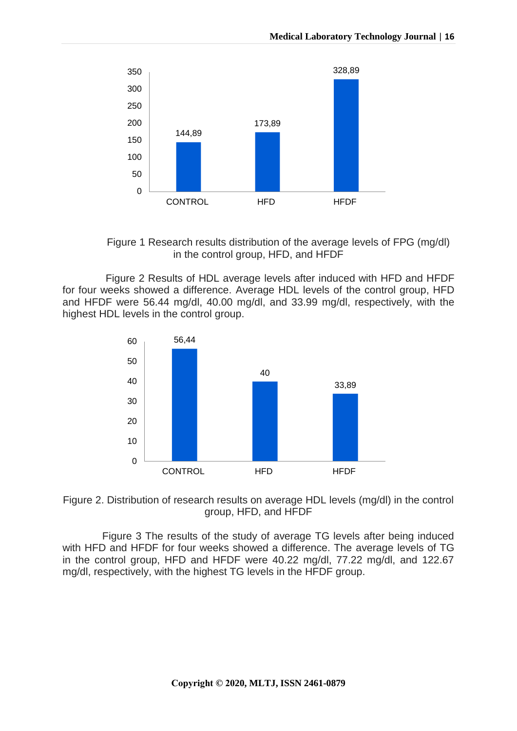Figure 1 Research results distribution of the average levels of FPG (mg/dl) in the control group, HFD, and HFDF

Figure 2 Results of HDL average levels after induced with HFD and HFDF for four weeks showed a difference. Average HDL levels of the control group, HFD and HFDF were 56.44 mg/dl, 40.00 mg/dl, and 33.99 mg/dl, respectively, with the highest HDL levels in the control group.

Figure 2. Distribution of research results on average HDL levels (mg/dl) in the control group, HFD, and HFDF

Figure 3 The results of the study of average TG levels after being induced with HFD and HFDF for four weeks showed a difference. The average levels of TG in the control group, HFD and HFDF were 40.22 mg/dl, 77.22 mg/dl, and 122.67 mg/dl, respectively, with the highest TG levels in the HFDF group.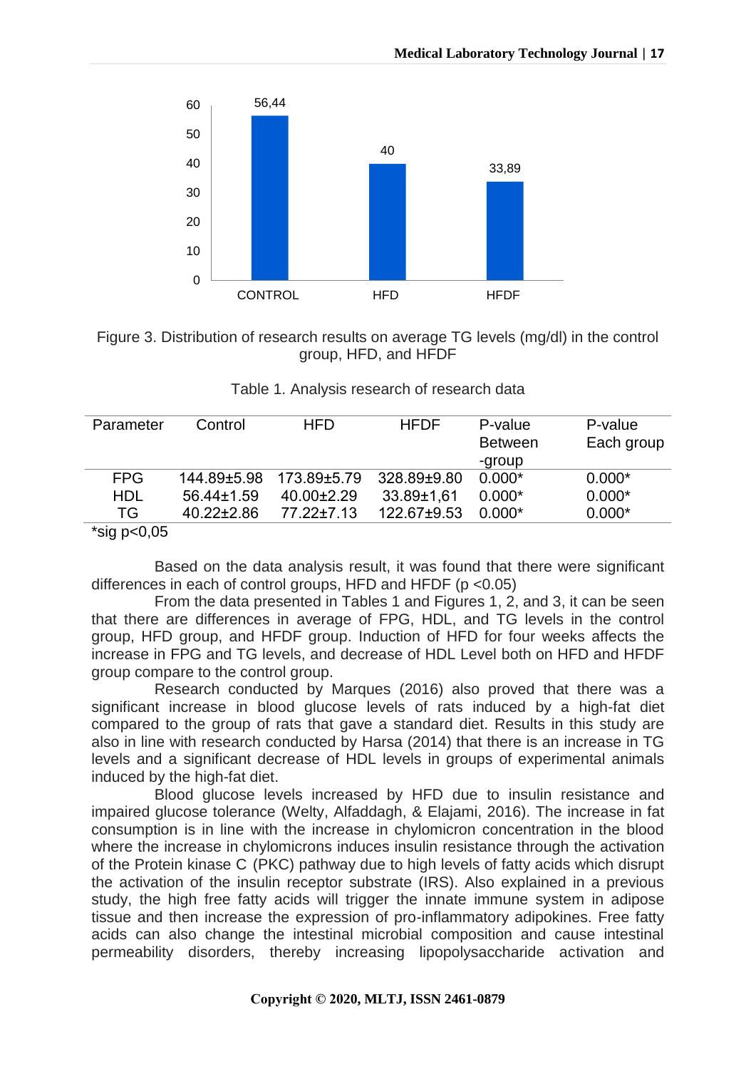Figure 3. Distribution of research results on average TG levels (mg/dl) in the control group, HFD, and HFDF

Table 1. Analysis research of research data

| Parameter | Control | HFD | HFDF | P-value Between -group | P-value Each group |
|---|---|---|---|---|---|
| FPG | 144.89±5.98 | 173.89±5.79 | 328.89±9.80 | 0.000* | 0.000* |
| HDL | 56.44±1.59 | 40.00±2.29 | 33.89±1,61 | 0.000* | 0.000* |
| TG | 40.22±2.86 | 77.22±7.13 | 122.67±9.53 | 0.000* | 0.000* |

*sig p<0,05

Based on the data analysis result, it was found that there were significant differences in each of control groups, HFD and HFDF ($p < 0.05$)

From the data presented in Tables 1 and Figures 1, 2, and 3, it can be seen that there are differences in average of FPG, HDL, and TG levels in the control group, HFD group, and HFDF group. Induction of HFD for four weeks affects the increase in FPG and TG levels, and decrease of HDL Level both on HFD and HFDF group compare to the control group.

Research conducted by Marques (2016) also proved that there was a significant increase in blood glucose levels of rats induced by a high-fat diet compared to the group of rats that gave a standard diet. Results in this study are also in line with research conducted by Harsa (2014) that there is an increase in TG levels and a significant decrease of HDL levels in groups of experimental animals induced by the high-fat diet.

Blood glucose levels increased by HFD due to insulin resistance and impaired glucose tolerance (Welty, Alfaddagh, & Elajami, 2016). The increase in fat consumption is in line with the increase in chylomicron concentration in the blood where the increase in chylomicrons induces insulin resistance through the activation of the Protein kinase C (PKC) pathway due to high levels of fatty acids which disrupt the activation of the insulin receptor substrate (IRS). Also explained in a previous study, the high free fatty acids will trigger the innate immune system in adipose tissue and then increase the expression of pro-inflammatory adipokines. Free fatty acids can also change the intestinal microbial composition and cause intestinal permeability disorders, thereby increasing lipopolysaccharide activation and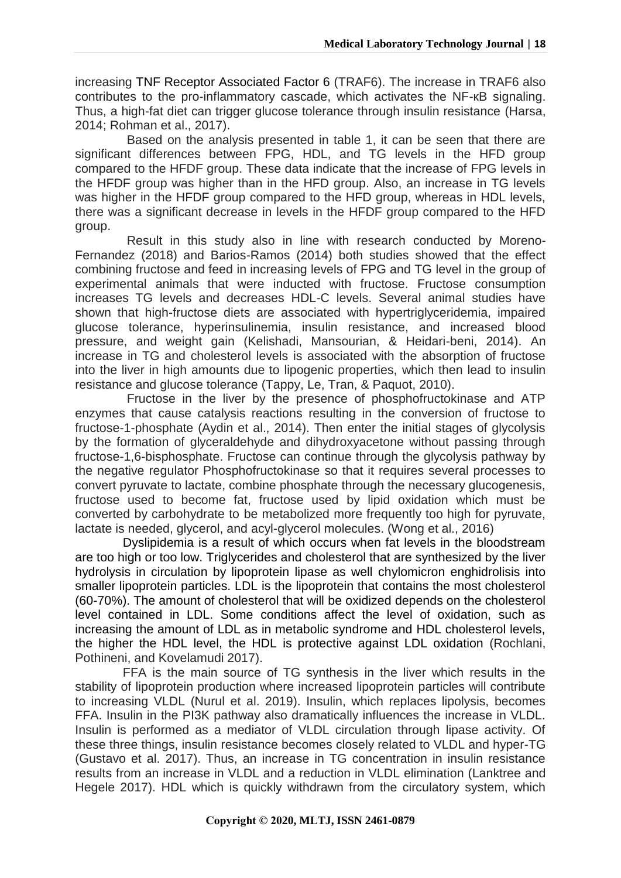increasing TNF Receptor Associated Factor 6 (TRAF6). The increase in TRAF6 also contributes to the pro-inflammatory cascade, which activates the NF-κB signaling. Thus, a high-fat diet can trigger glucose tolerance through insulin resistance (Harsa, 2014; Rohman et al., 2017).

Based on the analysis presented in table 1, it can be seen that there are significant differences between FPG, HDL, and TG levels in the HFD group compared to the HFDF group. These data indicate that the increase of FPG levels in the HFDF group was higher than in the HFD group. Also, an increase in TG levels was higher in the HFDF group compared to the HFD group, whereas in HDL levels, there was a significant decrease in levels in the HFDF group compared to the HFD group.

Result in this study also in line with research conducted by Moreno-Fernandez (2018) and Barios-Ramos (2014) both studies showed that the effect combining fructose and feed in increasing levels of FPG and TG level in the group of experimental animals that were inducted with fructose. Fructose consumption increases TG levels and decreases HDL-C levels. Several animal studies have shown that high-fructose diets are associated with hypertriglyceridemia, impaired glucose tolerance, hyperinsulinemia, insulin resistance, and increased blood pressure, and weight gain (Kelishadi, Mansourian, & Heidari-beni, 2014). An increase in TG and cholesterol levels is associated with the absorption of fructose into the liver in high amounts due to lipogenic properties, which then lead to insulin resistance and glucose tolerance (Tappy, Le, Tran, & Paquot, 2010).

Fructose in the liver by the presence of phosphofructokinase and ATP enzymes that cause catalysis reactions resulting in the conversion of fructose to fructose-1-phosphate (Aydin et al., 2014). Then enter the initial stages of glycolysis by the formation of glyceraldehyde and dihydroxyacetone without passing through fructose-1,6-bisphosphate. Fructose can continue through the glycolysis pathway by the negative regulator Phosphofructokinase so that it requires several processes to convert pyruvate to lactate, combine phosphate through the necessary glucogenesis, fructose used to become fat, fructose used by lipid oxidation which must be converted by carbohydrate to be metabolized more frequently too high for pyruvate, lactate is needed, glycerol, and acyl-glycerol molecules. (Wong et al., 2016)

Dyslipidemia is a result of which occurs when fat levels in the bloodstream are too high or too low. Triglycerides and cholesterol that are synthesized by the liver hydrolysis in circulation by lipoprotein lipase as well chylomicron enghidrolisis into smaller lipoprotein particles. LDL is the lipoprotein that contains the most cholesterol (60-70%). The amount of cholesterol that will be oxidized depends on the cholesterol level contained in LDL. Some conditions affect the level of oxidation, such as increasing the amount of LDL as in metabolic syndrome and HDL cholesterol levels, the higher the HDL level, the HDL is protective against LDL oxidation (Rochlani, Pothineni, and Kovelamudi 2017).

FFA is the main source of TG synthesis in the liver which results in the stability of lipoprotein production where increased lipoprotein particles will contribute to increasing VLDL (Nurul et al. 2019). Insulin, which replaces lipolysis, becomes FFA. Insulin in the PI3K pathway also dramatically influences the increase in VLDL. Insulin is performed as a mediator of VLDL circulation through lipase activity. Of these three things, insulin resistance becomes closely related to VLDL and hyper-TG (Gustavo et al. 2017). Thus, an increase in TG concentration in insulin resistance results from an increase in VLDL and a reduction in VLDL elimination (Lanktree and Hegele 2017). HDL which is quickly withdrawn from the circulatory system, which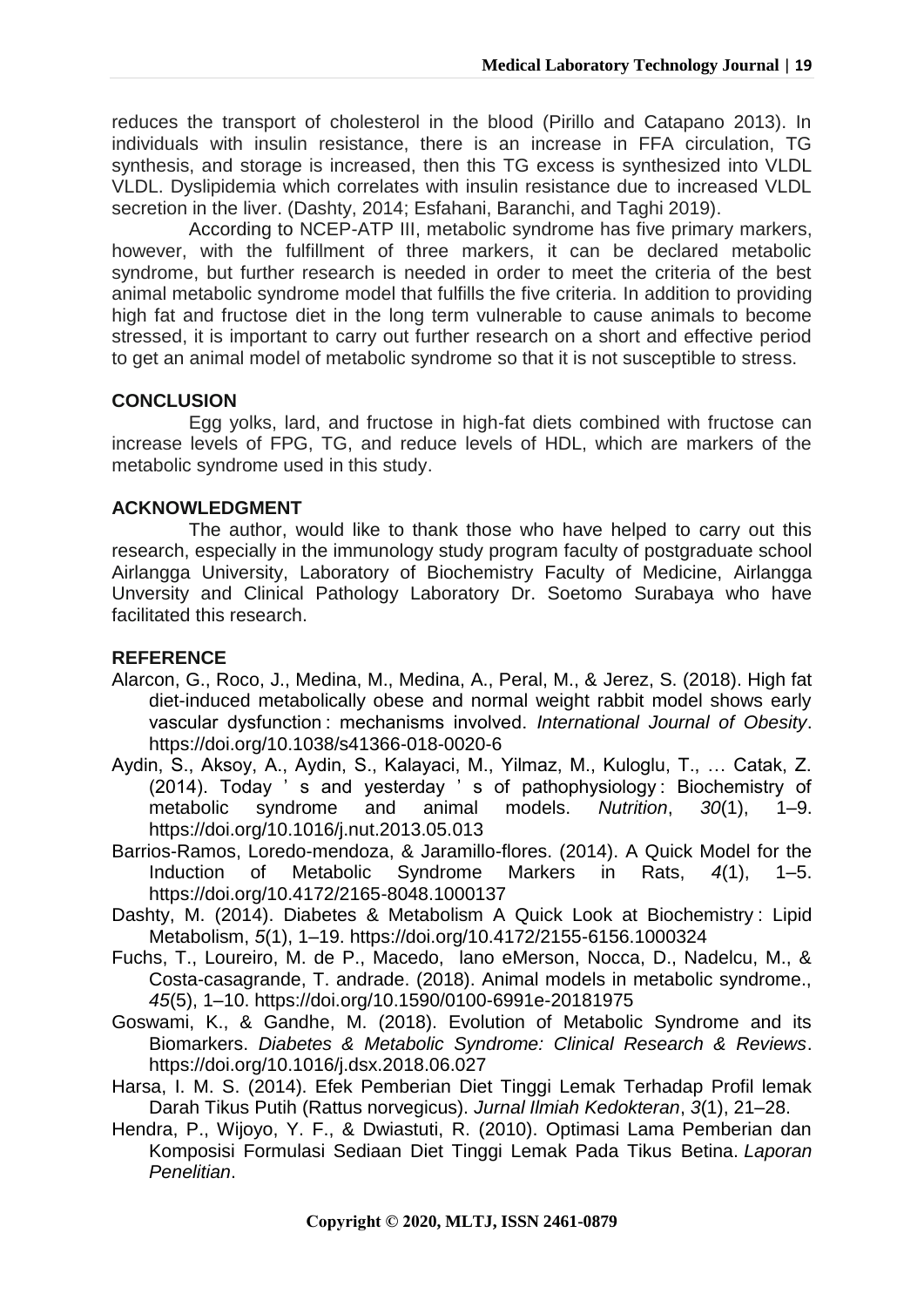reduces the transport of cholesterol in the blood (Pirillo and Catapano 2013). In individuals with insulin resistance, there is an increase in FFA circulation, TG synthesis, and storage is increased, then this TG excess is synthesized into VLDL VLDL. Dyslipidemia which correlates with insulin resistance due to increased VLDL secretion in the liver. (Dashty, 2014; Esfahani, Baranchi, and Taghi 2019).

According to NCEP-ATP III, metabolic syndrome has five primary markers, however, with the fulfillment of three markers, it can be declared metabolic syndrome, but further research is needed in order to meet the criteria of the best animal metabolic syndrome model that fulfills the five criteria. In addition to providing high fat and fructose diet in the long term vulnerable to cause animals to become stressed, it is important to carry out further research on a short and effective period to get an animal model of metabolic syndrome so that it is not susceptible to stress.

## CONCLUSION

Egg yolks, lard, and fructose in high-fat diets combined with fructose can increase levels of FPG, TG, and reduce levels of HDL, which are markers of the metabolic syndrome used in this study.

## ACKNOWLEDGMENT

The author, would like to thank those who have helped to carry out this research, especially in the immunology study program faculty of postgraduate school Airlangga University, Laboratory of Biochemistry Faculty of Medicine, Airlangga Unversity and Clinical Pathology Laboratory Dr. Soetomo Surabaya who have facilitated this research.

## REFERENCE

Alarcon, G., Roco, J., Medina, M., Medina, A., Peral, M., & Jerez, S. (2018). High fat diet-induced metabolically obese and normal weight rabbit model shows early vascular dysfunction : mechanisms involved. *International Journal of Obesity*. https://doi.org/10.1038/s41366-018-0020-6

Aydin, S., Aksoy, A., Aydin, S., Kalayaci, M., Yilmaz, M., Kuloglu, T., … Catak, Z. (2014). Today ' s and yesterday ' s of pathophysiology : Biochemistry of metabolic syndrome and animal models. *Nutrition*, *30*(1), 1–9. https://doi.org/10.1016/j.nut.2013.05.013

Barrios-Ramos, Loredo-mendoza, & Jaramillo-flores. (2014). A Quick Model for the Induction of Metabolic Syndrome Markers in Rats, *4*(1), 1–5. https://doi.org/10.4172/2165-8048.1000137

Dashty, M. (2014). Diabetes & Metabolism A Quick Look at Biochemistry : Lipid Metabolism, *5*(1), 1–19. https://doi.org/10.4172/2155-6156.1000324

Fuchs, T., Loureiro, M. de P., Macedo, lano eMerson, Nocca, D., Nadelcu, M., & Costa-casagrande, T. andrade. (2018). Animal models in metabolic syndrome., *45*(5), 1–10. https://doi.org/10.1590/0100-6991e-20181975

Goswami, K., & Gandhe, M. (2018). Evolution of Metabolic Syndrome and its Biomarkers. *Diabetes & Metabolic Syndrome: Clinical Research & Reviews*. https://doi.org/10.1016/j.dsx.2018.06.027

Harsa, I. M. S. (2014). Efek Pemberian Diet Tinggi Lemak Terhadap Profil lemak Darah Tikus Putih (Rattus norvegicus). *Jurnal Ilmiah Kedokteran*, *3*(1), 21–28.

Hendra, P., Wijoyo, Y. F., & Dwiastuti, R. (2010). Optimasi Lama Pemberian dan Komposisi Formulasi Sediaan Diet Tinggi Lemak Pada Tikus Betina. *Laporan Penelitian*.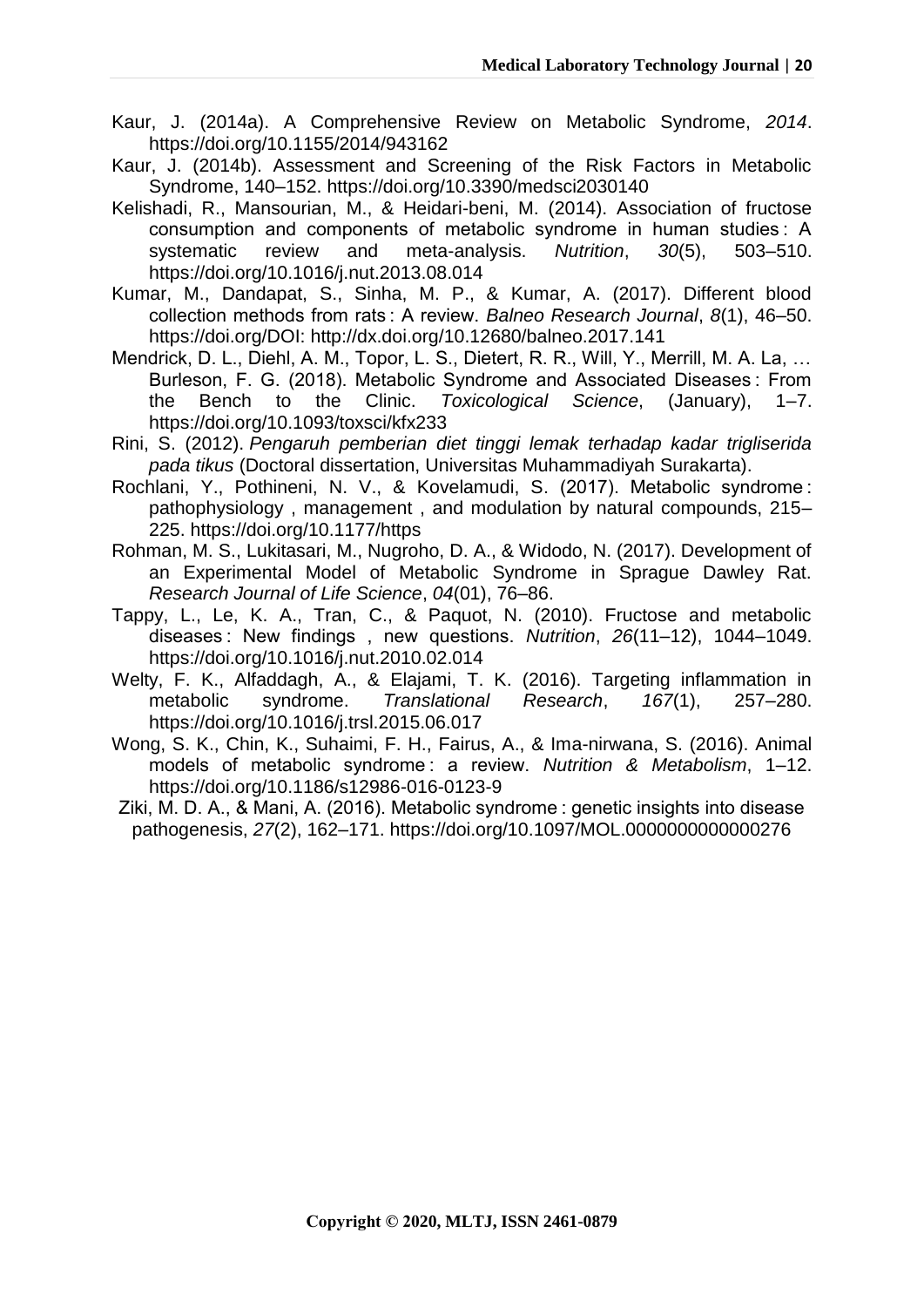Kaur, J. (2014a). A Comprehensive Review on Metabolic Syndrome, *2014*. https://doi.org/10.1155/2014/943162

Kaur, J. (2014b). Assessment and Screening of the Risk Factors in Metabolic Syndrome, 140–152. https://doi.org/10.3390/medsci2030140

Kelishadi, R., Mansourian, M., & Heidari-beni, M. (2014). Association of fructose consumption and components of metabolic syndrome in human studies : A systematic review and meta-analysis. *Nutrition*, *30*(5), 503–510. https://doi.org/10.1016/j.nut.2013.08.014

Kumar, M., Dandapat, S., Sinha, M. P., & Kumar, A. (2017). Different blood collection methods from rats : A review. *Balneo Research Journal*, *8*(1), 46–50. https://doi.org/DOI: http://dx.doi.org/10.12680/balneo.2017.141

Mendrick, D. L., Diehl, A. M., Topor, L. S., Dietert, R. R., Will, Y., Merrill, M. A. La, … Burleson, F. G. (2018). Metabolic Syndrome and Associated Diseases : From the Bench to the Clinic. *Toxicological Science*, (January), 1–7. https://doi.org/10.1093/toxsci/kfx233

Rini, S. (2012). *Pengaruh pemberian diet tinggi lemak terhadap kadar trigliserida pada tikus* (Doctoral dissertation, Universitas Muhammadiyah Surakarta).

Rochlani, Y., Pothineni, N. V., & Kovelamudi, S. (2017). Metabolic syndrome : pathophysiology , management , and modulation by natural compounds, 215–225. https://doi.org/10.1177/https

Rohman, M. S., Lukitasari, M., Nugroho, D. A., & Widodo, N. (2017). Development of an Experimental Model of Metabolic Syndrome in Sprague Dawley Rat. *Research Journal of Life Science*, *04*(01), 76–86.

Tappy, L., Le, K. A., Tran, C., & Paquot, N. (2010). Fructose and metabolic diseases : New findings , new questions. *Nutrition*, *26*(11–12), 1044–1049. https://doi.org/10.1016/j.nut.2010.02.014

Welty, F. K., Alfaddagh, A., & Elajami, T. K. (2016). Targeting inflammation in metabolic syndrome. *Translational Research*, *167*(1), 257–280. https://doi.org/10.1016/j.trsl.2015.06.017

Wong, S. K., Chin, K., Suhaimi, F. H., Fairus, A., & Ima-nirwana, S. (2016). Animal models of metabolic syndrome : a review. *Nutrition & Metabolism*, 1–12. https://doi.org/10.1186/s12986-016-0123-9

Ziki, M. D. A., & Mani, A. (2016). Metabolic syndrome : genetic insights into disease pathogenesis, *27*(2), 162–171. https://doi.org/10.1097/MOL.0000000000000276